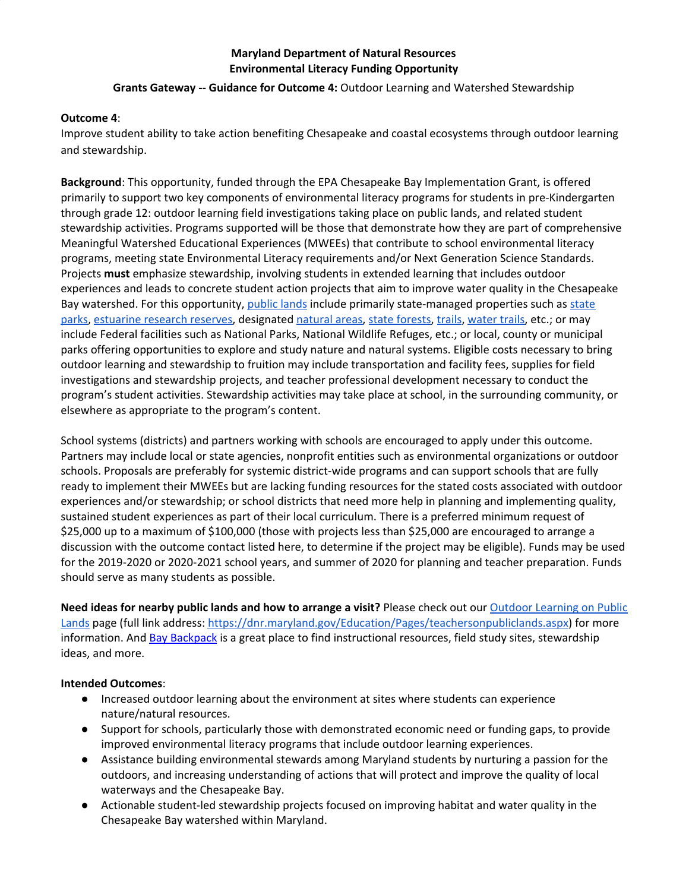**Maryland Department of Natural Resources**
**Environmental Literacy Funding Opportunity**

**Grants Gateway -- Guidance for Outcome 4:** Outdoor Learning and Watershed Stewardship

**Outcome 4**:
Improve student ability to take action benefiting Chesapeake and coastal ecosystems through outdoor learning and stewardship.

**Background**: This opportunity, funded through the EPA Chesapeake Bay Implementation Grant, is offered primarily to support two key components of environmental literacy programs for students in pre-Kindergarten through grade 12: outdoor learning field investigations taking place on public lands, and related student stewardship activities. Programs supported will be those that demonstrate how they are part of comprehensive Meaningful Watershed Educational Experiences (MWEEs) that contribute to school environmental literacy programs, meeting state Environmental Literacy requirements and/or Next Generation Science Standards. Projects **must** emphasize stewardship, involving students in extended learning that includes outdoor experiences and leads to concrete student action projects that aim to improve water quality in the Chesapeake Bay watershed. For this opportunity, public lands include primarily state-managed properties such as state parks, estuarine research reserves, designated natural areas, state forests, trails, water trails, etc.; or may include Federal facilities such as National Parks, National Wildlife Refuges, etc.; or local, county or municipal parks offering opportunities to explore and study nature and natural systems. Eligible costs necessary to bring outdoor learning and stewardship to fruition may include transportation and facility fees, supplies for field investigations and stewardship projects, and teacher professional development necessary to conduct the program's student activities. Stewardship activities may take place at school, in the surrounding community, or elsewhere as appropriate to the program's content.

School systems (districts) and partners working with schools are encouraged to apply under this outcome. Partners may include local or state agencies, nonprofit entities such as environmental organizations or outdoor schools. Proposals are preferably for systemic district-wide programs and can support schools that are fully ready to implement their MWEEs but are lacking funding resources for the stated costs associated with outdoor experiences and/or stewardship; or school districts that need more help in planning and implementing quality, sustained student experiences as part of their local curriculum. There is a preferred minimum request of $25,000 up to a maximum of $100,000 (those with projects less than $25,000 are encouraged to arrange a discussion with the outcome contact listed here, to determine if the project may be eligible). Funds may be used for the 2019-2020 or 2020-2021 school years, and summer of 2020 for planning and teacher preparation. Funds should serve as many students as possible.

**Need ideas for nearby public lands and how to arrange a visit?** Please check out our Outdoor Learning on Public Lands page (full link address: https://dnr.maryland.gov/Education/Pages/teachersonpubliclands.aspx) for more information. And Bay Backpack is a great place to find instructional resources, field study sites, stewardship ideas, and more.

**Intended Outcomes**:

- Increased outdoor learning about the environment at sites where students can experience nature/natural resources.
- Support for schools, particularly those with demonstrated economic need or funding gaps, to provide improved environmental literacy programs that include outdoor learning experiences.
- Assistance building environmental stewards among Maryland students by nurturing a passion for the outdoors, and increasing understanding of actions that will protect and improve the quality of local waterways and the Chesapeake Bay.
- Actionable student-led stewardship projects focused on improving habitat and water quality in the Chesapeake Bay watershed within Maryland.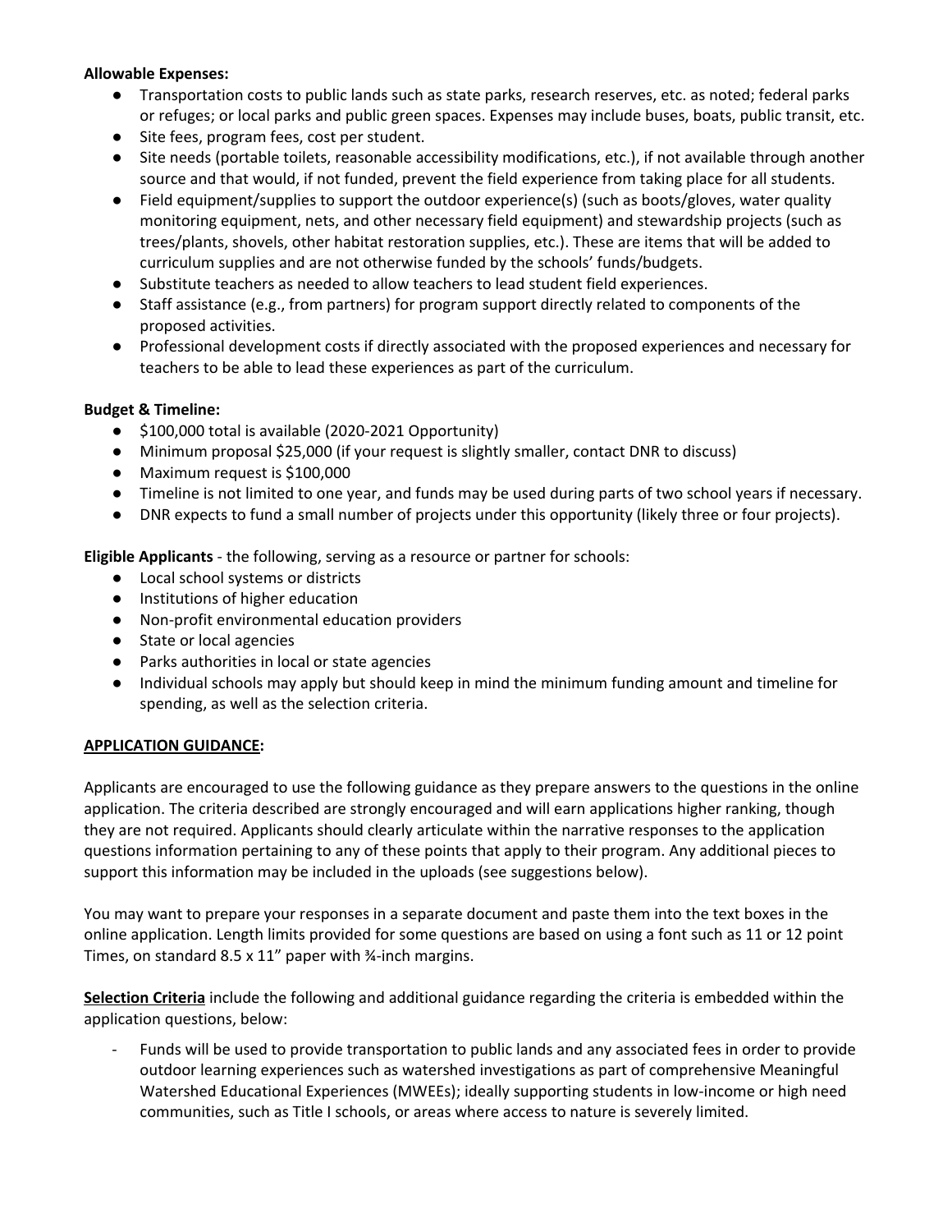**Allowable Expenses:**

- Transportation costs to public lands such as state parks, research reserves, etc. as noted; federal parks or refuges; or local parks and public green spaces. Expenses may include buses, boats, public transit, etc.
- Site fees, program fees, cost per student.
- Site needs (portable toilets, reasonable accessibility modifications, etc.), if not available through another source and that would, if not funded, prevent the field experience from taking place for all students.
- Field equipment/supplies to support the outdoor experience(s) (such as boots/gloves, water quality monitoring equipment, nets, and other necessary field equipment) and stewardship projects (such as trees/plants, shovels, other habitat restoration supplies, etc.). These are items that will be added to curriculum supplies and are not otherwise funded by the schools' funds/budgets.
- Substitute teachers as needed to allow teachers to lead student field experiences.
- Staff assistance (e.g., from partners) for program support directly related to components of the proposed activities.
- Professional development costs if directly associated with the proposed experiences and necessary for teachers to be able to lead these experiences as part of the curriculum.

**Budget & Timeline:**

- $100,000 total is available (2020-2021 Opportunity)
- Minimum proposal $25,000 (if your request is slightly smaller, contact DNR to discuss)
- Maximum request is $100,000
- Timeline is not limited to one year, and funds may be used during parts of two school years if necessary.
- DNR expects to fund a small number of projects under this opportunity (likely three or four projects).

**Eligible Applicants** - the following, serving as a resource or partner for schools:

- Local school systems or districts
- Institutions of higher education
- Non-profit environmental education providers
- State or local agencies
- Parks authorities in local or state agencies
- Individual schools may apply but should keep in mind the minimum funding amount and timeline for spending, as well as the selection criteria.

**APPLICATION GUIDANCE:**

Applicants are encouraged to use the following guidance as they prepare answers to the questions in the online application. The criteria described are strongly encouraged and will earn applications higher ranking, though they are not required. Applicants should clearly articulate within the narrative responses to the application questions information pertaining to any of these points that apply to their program. Any additional pieces to support this information may be included in the uploads (see suggestions below).

You may want to prepare your responses in a separate document and paste them into the text boxes in the online application. Length limits provided for some questions are based on using a font such as 11 or 12 point Times, on standard 8.5 x 11" paper with ¾-inch margins.

**Selection Criteria** include the following and additional guidance regarding the criteria is embedded within the application questions, below:

- Funds will be used to provide transportation to public lands and any associated fees in order to provide outdoor learning experiences such as watershed investigations as part of comprehensive Meaningful Watershed Educational Experiences (MWEEs); ideally supporting students in low-income or high need communities, such as Title I schools, or areas where access to nature is severely limited.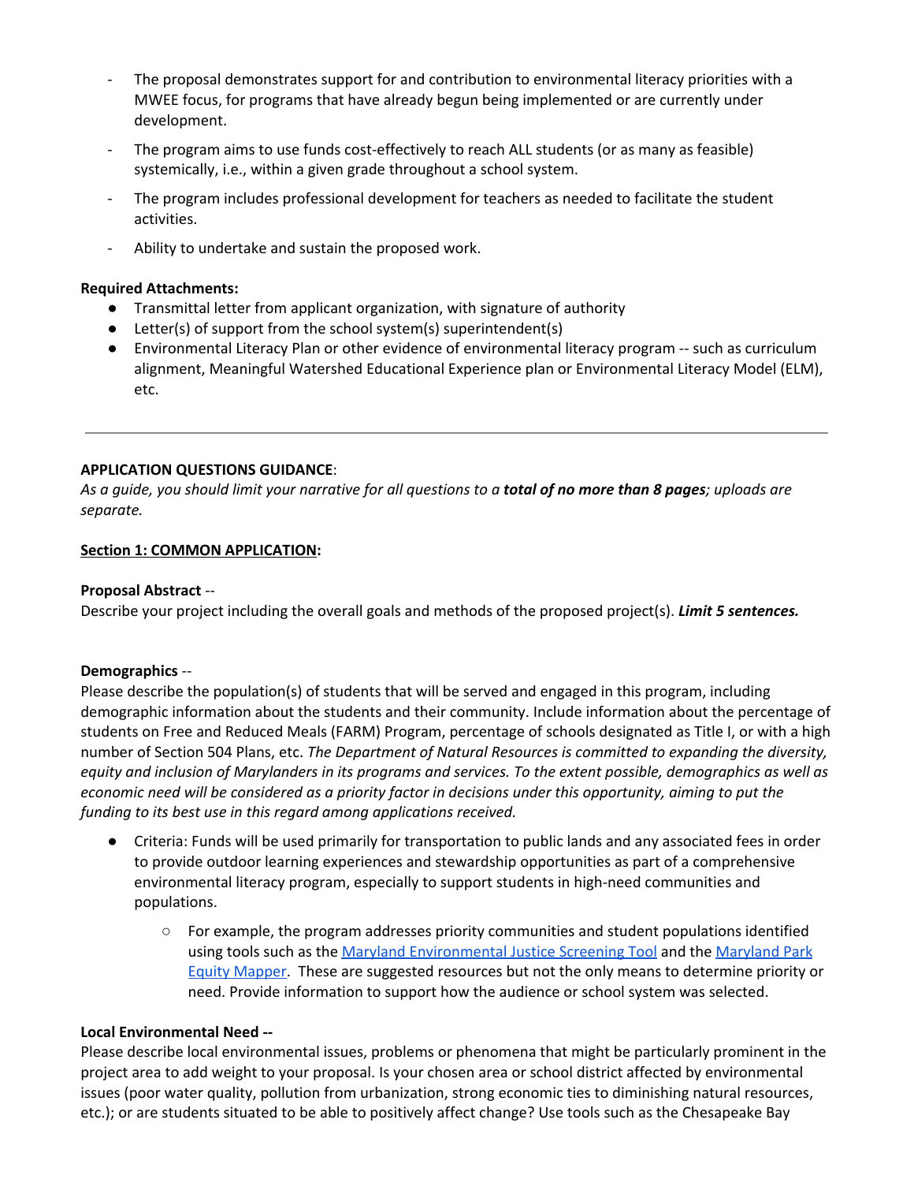- The proposal demonstrates support for and contribution to environmental literacy priorities with a MWEE focus, for programs that have already begun being implemented or are currently under development.
- The program aims to use funds cost-effectively to reach ALL students (or as many as feasible) systemically, i.e., within a given grade throughout a school system.
- The program includes professional development for teachers as needed to facilitate the student activities.
- Ability to undertake and sustain the proposed work.

**Required Attachments:**

- Transmittal letter from applicant organization, with signature of authority
- Letter(s) of support from the school system(s) superintendent(s)
- Environmental Literacy Plan or other evidence of environmental literacy program -- such as curriculum alignment, Meaningful Watershed Educational Experience plan or Environmental Literacy Model (ELM), etc.

---

**APPLICATION QUESTIONS GUIDANCE**:
*As a guide, you should limit your narrative for all questions to a **total of no more than 8 pages**; uploads are separate.*

**Section 1: COMMON APPLICATION:**

**Proposal Abstract** --
Describe your project including the overall goals and methods of the proposed project(s). ***Limit 5 sentences.***

**Demographics** --
Please describe the population(s) of students that will be served and engaged in this program, including demographic information about the students and their community. Include information about the percentage of students on Free and Reduced Meals (FARM) Program, percentage of schools designated as Title I, or with a high number of Section 504 Plans, etc. *The Department of Natural Resources is committed to expanding the diversity, equity and inclusion of Marylanders in its programs and services. To the extent possible, demographics as well as economic need will be considered as a priority factor in decisions under this opportunity, aiming to put the funding to its best use in this regard among applications received.*

- Criteria: Funds will be used primarily for transportation to public lands and any associated fees in order to provide outdoor learning experiences and stewardship opportunities as part of a comprehensive environmental literacy program, especially to support students in high-need communities and populations.
    - For example, the program addresses priority communities and student populations identified using tools such as the Maryland Environmental Justice Screening Tool and the Maryland Park Equity Mapper. These are suggested resources but not the only means to determine priority or need. Provide information to support how the audience or school system was selected.

**Local Environmental Need --**
Please describe local environmental issues, problems or phenomena that might be particularly prominent in the project area to add weight to your proposal. Is your chosen area or school district affected by environmental issues (poor water quality, pollution from urbanization, strong economic ties to diminishing natural resources, etc.); or are students situated to be able to positively affect change? Use tools such as the Chesapeake Bay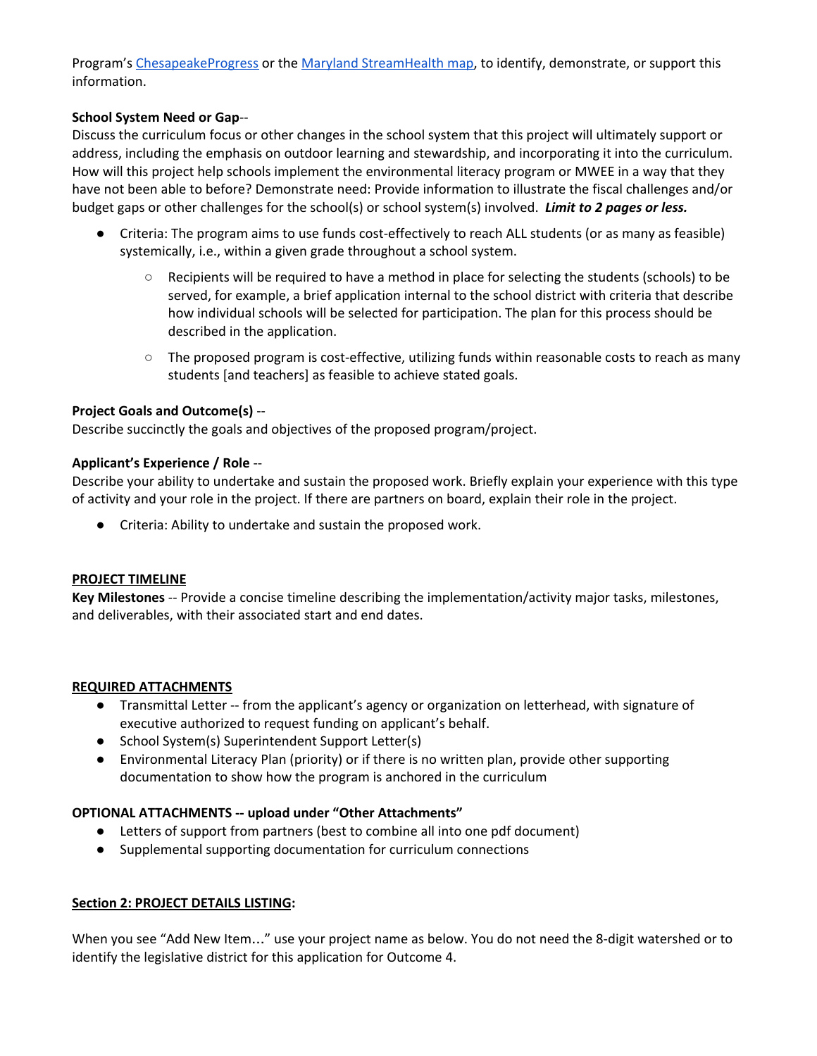Program's ChesapeakeProgress or the Maryland StreamHealth map, to identify, demonstrate, or support this information.

**School System Need or Gap**--
Discuss the curriculum focus or other changes in the school system that this project will ultimately support or address, including the emphasis on outdoor learning and stewardship, and incorporating it into the curriculum. How will this project help schools implement the environmental literacy program or MWEE in a way that they have not been able to before? Demonstrate need: Provide information to illustrate the fiscal challenges and/or budget gaps or other challenges for the school(s) or school system(s) involved. ***Limit to 2 pages or less.***

- Criteria: The program aims to use funds cost-effectively to reach ALL students (or as many as feasible) systemically, i.e., within a given grade throughout a school system.
    - Recipients will be required to have a method in place for selecting the students (schools) to be served, for example, a brief application internal to the school district with criteria that describe how individual schools will be selected for participation. The plan for this process should be described in the application.
    - The proposed program is cost-effective, utilizing funds within reasonable costs to reach as many students [and teachers] as feasible to achieve stated goals.

**Project Goals and Outcome(s)** --
Describe succinctly the goals and objectives of the proposed program/project.

**Applicant's Experience / Role** --
Describe your ability to undertake and sustain the proposed work. Briefly explain your experience with this type of activity and your role in the project. If there are partners on board, explain their role in the project.

- Criteria: Ability to undertake and sustain the proposed work.

**PROJECT TIMELINE**

**Key Milestones** -- Provide a concise timeline describing the implementation/activity major tasks, milestones, and deliverables, with their associated start and end dates.

**REQUIRED ATTACHMENTS**

- Transmittal Letter -- from the applicant's agency or organization on letterhead, with signature of executive authorized to request funding on applicant's behalf.
- School System(s) Superintendent Support Letter(s)
- Environmental Literacy Plan (priority) or if there is no written plan, provide other supporting documentation to show how the program is anchored in the curriculum

**OPTIONAL ATTACHMENTS -- upload under "Other Attachments"**

- Letters of support from partners (best to combine all into one pdf document)
- Supplemental supporting documentation for curriculum connections

**Section 2: PROJECT DETAILS LISTING:**

When you see "Add New Item…" use your project name as below. You do not need the 8-digit watershed or to identify the legislative district for this application for Outcome 4.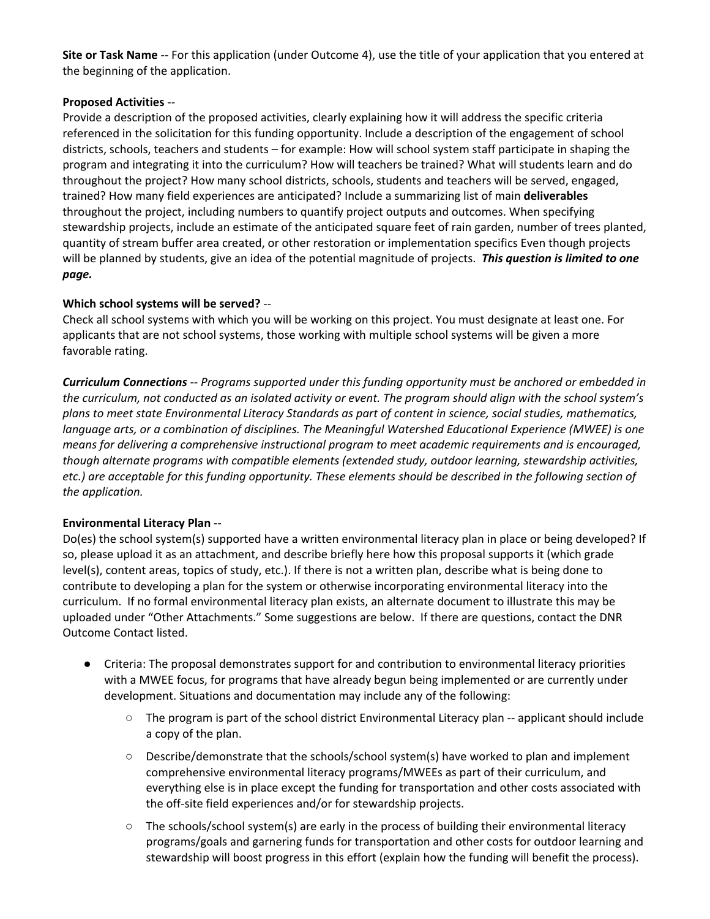**Site or Task Name** -- For this application (under Outcome 4), use the title of your application that you entered at the beginning of the application.

**Proposed Activities** --
Provide a description of the proposed activities, clearly explaining how it will address the specific criteria referenced in the solicitation for this funding opportunity. Include a description of the engagement of school districts, schools, teachers and students – for example: How will school system staff participate in shaping the program and integrating it into the curriculum? How will teachers be trained? What will students learn and do throughout the project? How many school districts, schools, students and teachers will be served, engaged, trained? How many field experiences are anticipated? Include a summarizing list of main **deliverables** throughout the project, including numbers to quantify project outputs and outcomes. When specifying stewardship projects, include an estimate of the anticipated square feet of rain garden, number of trees planted, quantity of stream buffer area created, or other restoration or implementation specifics Even though projects will be planned by students, give an idea of the potential magnitude of projects. ***This question is limited to one page.***

**Which school systems will be served?** --
Check all school systems with which you will be working on this project. You must designate at least one. For applicants that are not school systems, those working with multiple school systems will be given a more favorable rating.

***Curriculum Connections*** -- *Programs supported under this funding opportunity must be anchored or embedded in the curriculum, not conducted as an isolated activity or event. The program should align with the school system's plans to meet state Environmental Literacy Standards as part of content in science, social studies, mathematics, language arts, or a combination of disciplines. The Meaningful Watershed Educational Experience (MWEE) is one means for delivering a comprehensive instructional program to meet academic requirements and is encouraged, though alternate programs with compatible elements (extended study, outdoor learning, stewardship activities, etc.) are acceptable for this funding opportunity. These elements should be described in the following section of the application.*

**Environmental Literacy Plan** --
Do(es) the school system(s) supported have a written environmental literacy plan in place or being developed? If so, please upload it as an attachment, and describe briefly here how this proposal supports it (which grade level(s), content areas, topics of study, etc.). If there is not a written plan, describe what is being done to contribute to developing a plan for the system or otherwise incorporating environmental literacy into the curriculum. If no formal environmental literacy plan exists, an alternate document to illustrate this may be uploaded under "Other Attachments." Some suggestions are below. If there are questions, contact the DNR Outcome Contact listed.

- Criteria: The proposal demonstrates support for and contribution to environmental literacy priorities with a MWEE focus, for programs that have already begun being implemented or are currently under development. Situations and documentation may include any of the following:
    - The program is part of the school district Environmental Literacy plan -- applicant should include a copy of the plan.
    - Describe/demonstrate that the schools/school system(s) have worked to plan and implement comprehensive environmental literacy programs/MWEEs as part of their curriculum, and everything else is in place except the funding for transportation and other costs associated with the off-site field experiences and/or for stewardship projects.
    - The schools/school system(s) are early in the process of building their environmental literacy programs/goals and garnering funds for transportation and other costs for outdoor learning and stewardship will boost progress in this effort (explain how the funding will benefit the process).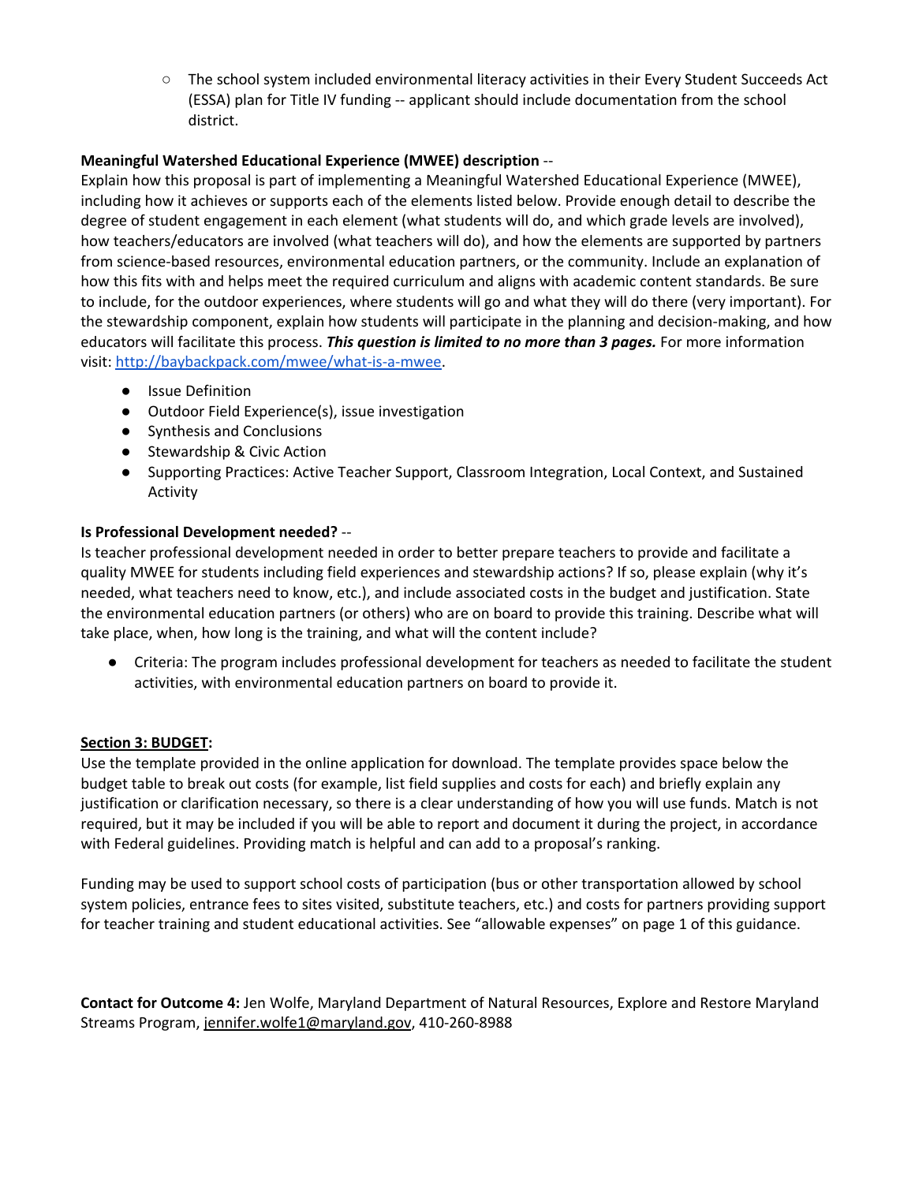- The school system included environmental literacy activities in their Every Student Succeeds Act (ESSA) plan for Title IV funding -- applicant should include documentation from the school district.

**Meaningful Watershed Educational Experience (MWEE) description** --
Explain how this proposal is part of implementing a Meaningful Watershed Educational Experience (MWEE), including how it achieves or supports each of the elements listed below. Provide enough detail to describe the degree of student engagement in each element (what students will do, and which grade levels are involved), how teachers/educators are involved (what teachers will do), and how the elements are supported by partners from science-based resources, environmental education partners, or the community. Include an explanation of how this fits with and helps meet the required curriculum and aligns with academic content standards. Be sure to include, for the outdoor experiences, where students will go and what they will do there (very important). For the stewardship component, explain how students will participate in the planning and decision-making, and how educators will facilitate this process. ***This question is limited to no more than 3 pages.*** For more information visit: http://baybackpack.com/mwee/what-is-a-mwee.

- Issue Definition
- Outdoor Field Experience(s), issue investigation
- Synthesis and Conclusions
- Stewardship & Civic Action
- Supporting Practices: Active Teacher Support, Classroom Integration, Local Context, and Sustained Activity

**Is Professional Development needed?** --
Is teacher professional development needed in order to better prepare teachers to provide and facilitate a quality MWEE for students including field experiences and stewardship actions? If so, please explain (why it's needed, what teachers need to know, etc.), and include associated costs in the budget and justification. State the environmental education partners (or others) who are on board to provide this training. Describe what will take place, when, how long is the training, and what will the content include?

- Criteria: The program includes professional development for teachers as needed to facilitate the student activities, with environmental education partners on board to provide it.

**Section 3: BUDGET:**
Use the template provided in the online application for download. The template provides space below the budget table to break out costs (for example, list field supplies and costs for each) and briefly explain any justification or clarification necessary, so there is a clear understanding of how you will use funds. Match is not required, but it may be included if you will be able to report and document it during the project, in accordance with Federal guidelines. Providing match is helpful and can add to a proposal's ranking.

Funding may be used to support school costs of participation (bus or other transportation allowed by school system policies, entrance fees to sites visited, substitute teachers, etc.) and costs for partners providing support for teacher training and student educational activities. See "allowable expenses" on page 1 of this guidance.

**Contact for Outcome 4:** Jen Wolfe, Maryland Department of Natural Resources, Explore and Restore Maryland Streams Program, jennifer.wolfe1@maryland.gov, 410-260-8988